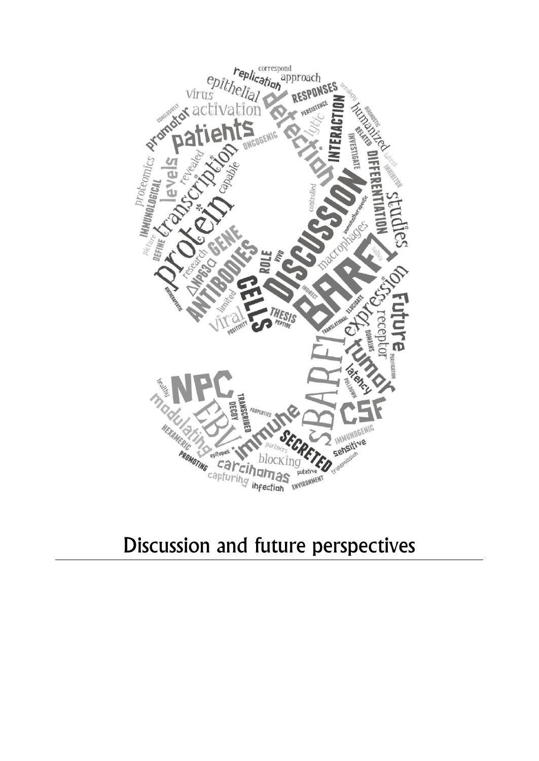# Discussion and future perspectives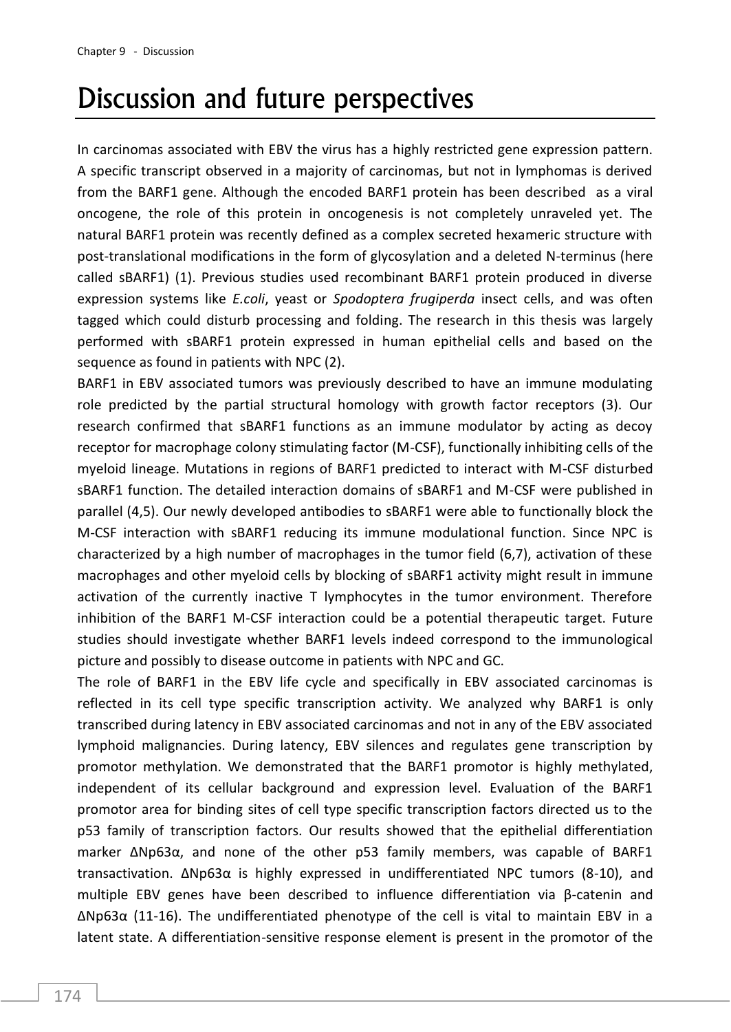# Discussion and future perspectives

In carcinomas associated with EBV the virus has a highly restricted gene expression pattern. A specific transcript observed in a majority of carcinomas, but not in lymphomas is derived from the BARF1 gene. Although the encoded BARF1 protein has been described as a viral oncogene, the role of this protein in oncogenesis is not completely unraveled yet. The natural BARF1 protein was recently defined as a complex secreted hexameric structure with post-translational modifications in the form of glycosylation and a deleted N-terminus (here called sBARF1) (1). Previous studies used recombinant BARF1 protein produced in diverse expression systems like *E.coli*, yeast or *Spodoptera frugiperda* insect cells, and was often tagged which could disturb processing and folding. The research in this thesis was largely performed with sBARF1 protein expressed in human epithelial cells and based on the sequence as found in patients with NPC (2).

BARF1 in EBV associated tumors was previously described to have an immune modulating role predicted by the partial structural homology with growth factor receptors (3). Our research confirmed that sBARF1 functions as an immune modulator by acting as decoy receptor for macrophage colony stimulating factor (M-CSF), functionally inhibiting cells of the myeloid lineage. Mutations in regions of BARF1 predicted to interact with M-CSF disturbed sBARF1 function. The detailed interaction domains of sBARF1 and M-CSF were published in parallel (4,5). Our newly developed antibodies to sBARF1 were able to functionally block the M-CSF interaction with sBARF1 reducing its immune modulational function. Since NPC is characterized by a high number of macrophages in the tumor field (6,7), activation of these macrophages and other myeloid cells by blocking of sBARF1 activity might result in immune activation of the currently inactive T lymphocytes in the tumor environment. Therefore inhibition of the BARF1 M-CSF interaction could be a potential therapeutic target. Future studies should investigate whether BARF1 levels indeed correspond to the immunological picture and possibly to disease outcome in patients with NPC and GC.

The role of BARF1 in the EBV life cycle and specifically in EBV associated carcinomas is reflected in its cell type specific transcription activity. We analyzed why BARF1 is only transcribed during latency in EBV associated carcinomas and not in any of the EBV associated lymphoid malignancies. During latency, EBV silences and regulates gene transcription by promotor methylation. We demonstrated that the BARF1 promotor is highly methylated, independent of its cellular background and expression level. Evaluation of the BARF1 promotor area for binding sites of cell type specific transcription factors directed us to the p53 family of transcription factors. Our results showed that the epithelial differentiation marker ΔNp63α, and none of the other p53 family members, was capable of BARF1 transactivation. ΔNp63α is highly expressed in undifferentiated NPC tumors (8-10), and multiple EBV genes have been described to influence differentiation via β-catenin and ΔNp63α (11-16). The undifferentiated phenotype of the cell is vital to maintain EBV in a latent state. A differentiation-sensitive response element is present in the promotor of the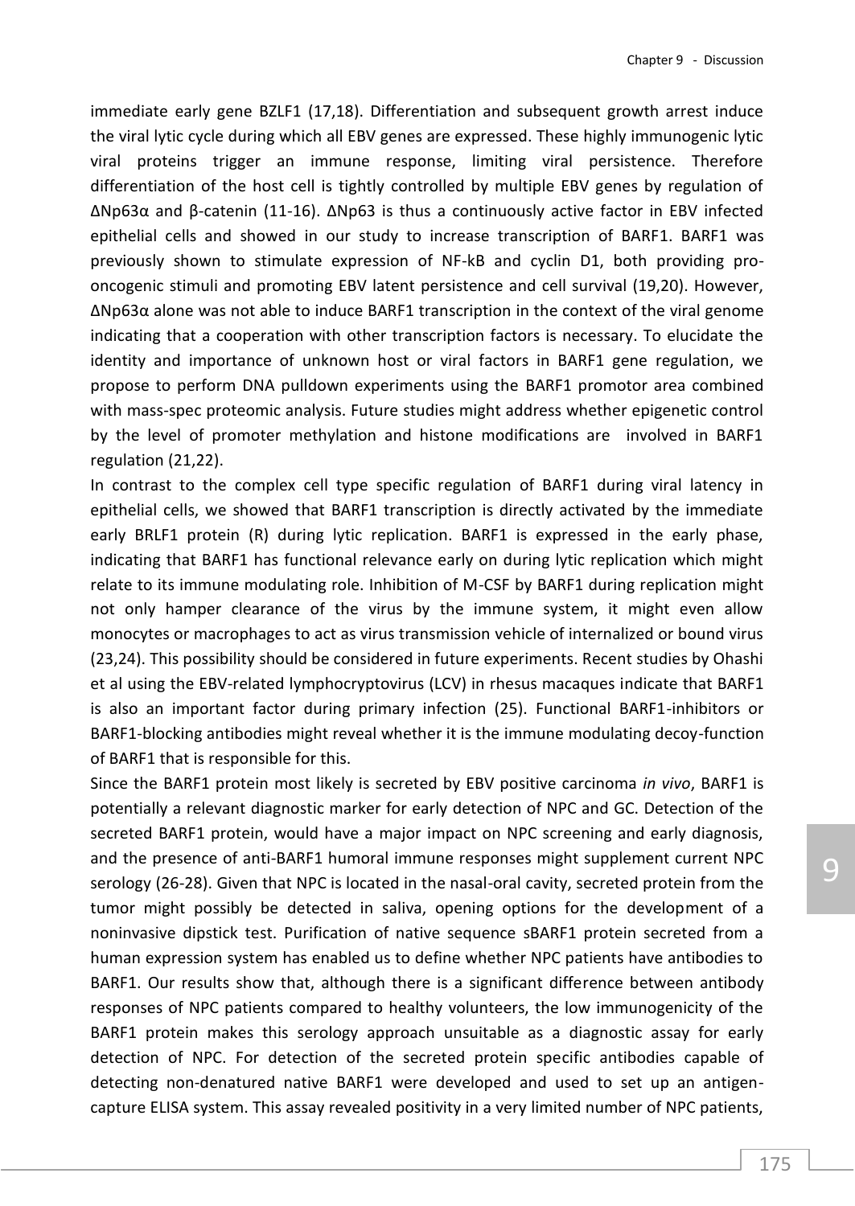immediate early gene BZLF1 (17,18). Differentiation and subsequent growth arrest induce the viral lytic cycle during which all EBV genes are expressed. These highly immunogenic lytic viral proteins trigger an immune response, limiting viral persistence. Therefore differentiation of the host cell is tightly controlled by multiple EBV genes by regulation of ΔNp63α and β-catenin (11-16). ΔNp63 is thus a continuously active factor in EBV infected epithelial cells and showed in our study to increase transcription of BARF1. BARF1 was previously shown to stimulate expression of NF-kB and cyclin D1, both providing pro-oncogenic stimuli and promoting EBV latent persistence and cell survival (19,20). However, ΔNp63α alone was not able to induce BARF1 transcription in the context of the viral genome indicating that a cooperation with other transcription factors is necessary. To elucidate the identity and importance of unknown host or viral factors in BARF1 gene regulation, we propose to perform DNA pulldown experiments using the BARF1 promotor area combined with mass-spec proteomic analysis. Future studies might address whether epigenetic control by the level of promoter methylation and histone modifications are involved in BARF1 regulation (21,22).

In contrast to the complex cell type specific regulation of BARF1 during viral latency in epithelial cells, we showed that BARF1 transcription is directly activated by the immediate early BRLF1 protein (R) during lytic replication. BARF1 is expressed in the early phase, indicating that BARF1 has functional relevance early on during lytic replication which might relate to its immune modulating role. Inhibition of M-CSF by BARF1 during replication might not only hamper clearance of the virus by the immune system, it might even allow monocytes or macrophages to act as virus transmission vehicle of internalized or bound virus (23,24). This possibility should be considered in future experiments. Recent studies by Ohashi et al using the EBV-related lymphocryptovirus (LCV) in rhesus macaques indicate that BARF1 is also an important factor during primary infection (25). Functional BARF1-inhibitors or BARF1-blocking antibodies might reveal whether it is the immune modulating decoy-function of BARF1 that is responsible for this.

Since the BARF1 protein most likely is secreted by EBV positive carcinoma *in vivo*, BARF1 is potentially a relevant diagnostic marker for early detection of NPC and GC. Detection of the secreted BARF1 protein, would have a major impact on NPC screening and early diagnosis, and the presence of anti-BARF1 humoral immune responses might supplement current NPC serology (26-28). Given that NPC is located in the nasal-oral cavity, secreted protein from the tumor might possibly be detected in saliva, opening options for the development of a noninvasive dipstick test. Purification of native sequence sBARF1 protein secreted from a human expression system has enabled us to define whether NPC patients have antibodies to BARF1. Our results show that, although there is a significant difference between antibody responses of NPC patients compared to healthy volunteers, the low immunogenicity of the BARF1 protein makes this serology approach unsuitable as a diagnostic assay for early detection of NPC. For detection of the secreted protein specific antibodies capable of detecting non-denatured native BARF1 were developed and used to set up an antigen-capture ELISA system. This assay revealed positivity in a very limited number of NPC patients,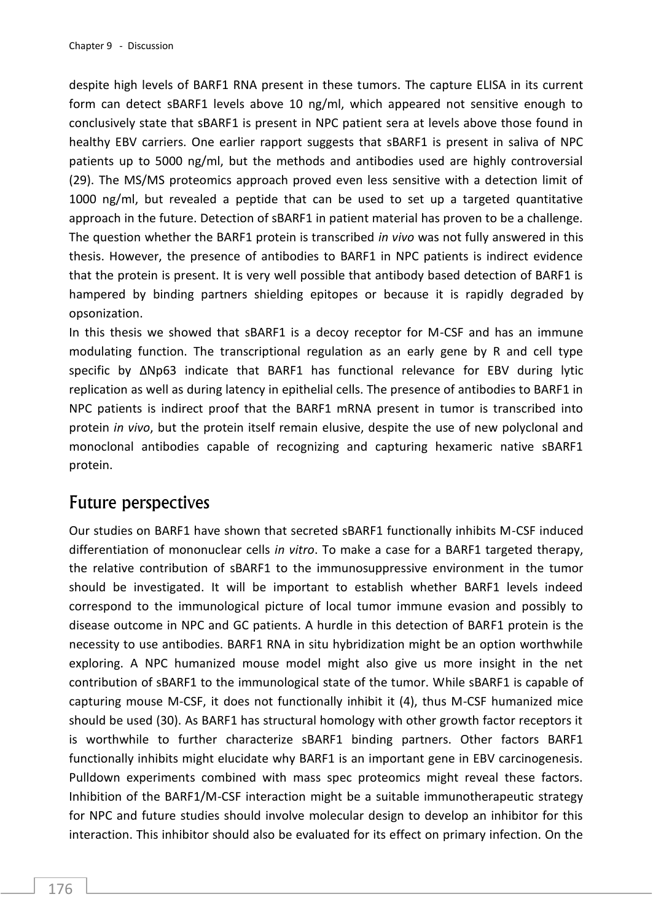despite high levels of BARF1 RNA present in these tumors. The capture ELISA in its current form can detect sBARF1 levels above 10 ng/ml, which appeared not sensitive enough to conclusively state that sBARF1 is present in NPC patient sera at levels above those found in healthy EBV carriers. One earlier rapport suggests that sBARF1 is present in saliva of NPC patients up to 5000 ng/ml, but the methods and antibodies used are highly controversial (29). The MS/MS proteomics approach proved even less sensitive with a detection limit of 1000 ng/ml, but revealed a peptide that can be used to set up a targeted quantitative approach in the future. Detection of sBARF1 in patient material has proven to be a challenge. The question whether the BARF1 protein is transcribed *in vivo* was not fully answered in this thesis. However, the presence of antibodies to BARF1 in NPC patients is indirect evidence that the protein is present. It is very well possible that antibody based detection of BARF1 is hampered by binding partners shielding epitopes or because it is rapidly degraded by opsonization.

In this thesis we showed that sBARF1 is a decoy receptor for M-CSF and has an immune modulating function. The transcriptional regulation as an early gene by R and cell type specific by ΔNp63 indicate that BARF1 has functional relevance for EBV during lytic replication as well as during latency in epithelial cells. The presence of antibodies to BARF1 in NPC patients is indirect proof that the BARF1 mRNA present in tumor is transcribed into protein *in vivo*, but the protein itself remain elusive, despite the use of new polyclonal and monoclonal antibodies capable of recognizing and capturing hexameric native sBARF1 protein.

## Future perspectives

Our studies on BARF1 have shown that secreted sBARF1 functionally inhibits M-CSF induced differentiation of mononuclear cells *in vitro*. To make a case for a BARF1 targeted therapy, the relative contribution of sBARF1 to the immunosuppressive environment in the tumor should be investigated. It will be important to establish whether BARF1 levels indeed correspond to the immunological picture of local tumor immune evasion and possibly to disease outcome in NPC and GC patients. A hurdle in this detection of BARF1 protein is the necessity to use antibodies. BARF1 RNA in situ hybridization might be an option worthwhile exploring. A NPC humanized mouse model might also give us more insight in the net contribution of sBARF1 to the immunological state of the tumor. While sBARF1 is capable of capturing mouse M-CSF, it does not functionally inhibit it (4), thus M-CSF humanized mice should be used (30). As BARF1 has structural homology with other growth factor receptors it is worthwhile to further characterize sBARF1 binding partners. Other factors BARF1 functionally inhibits might elucidate why BARF1 is an important gene in EBV carcinogenesis. Pulldown experiments combined with mass spec proteomics might reveal these factors. Inhibition of the BARF1/M-CSF interaction might be a suitable immunotherapeutic strategy for NPC and future studies should involve molecular design to develop an inhibitor for this interaction. This inhibitor should also be evaluated for its effect on primary infection. On the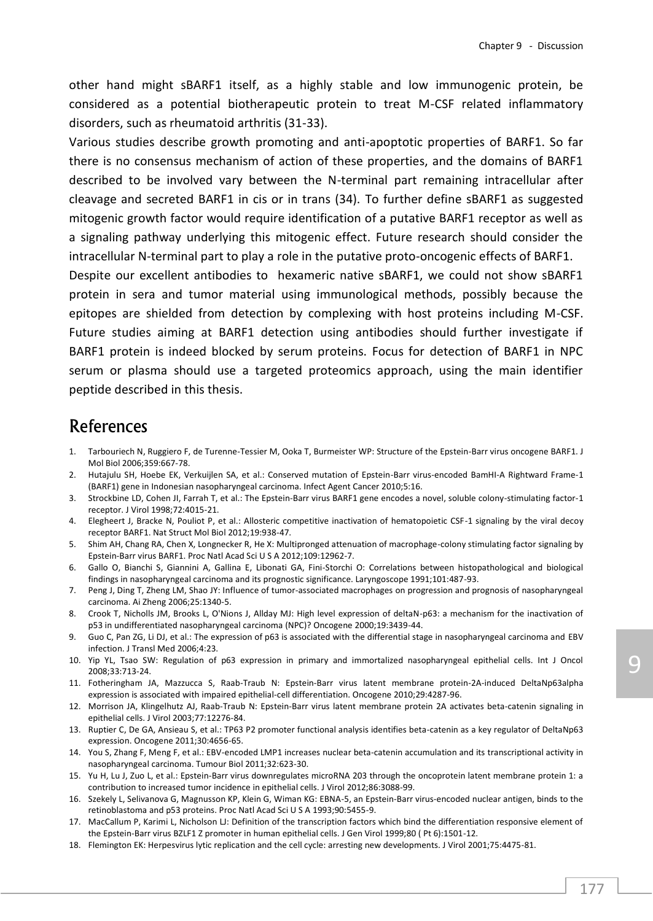other hand might sBARF1 itself, as a highly stable and low immunogenic protein, be considered as a potential biotherapeutic protein to treat M-CSF related inflammatory disorders, such as rheumatoid arthritis (31-33).

Various studies describe growth promoting and anti-apoptotic properties of BARF1. So far there is no consensus mechanism of action of these properties, and the domains of BARF1 described to be involved vary between the N-terminal part remaining intracellular after cleavage and secreted BARF1 in cis or in trans (34). To further define sBARF1 as suggested mitogenic growth factor would require identification of a putative BARF1 receptor as well as a signaling pathway underlying this mitogenic effect. Future research should consider the intracellular N-terminal part to play a role in the putative proto-oncogenic effects of BARF1.

Despite our excellent antibodies to hexameric native sBARF1, we could not show sBARF1 protein in sera and tumor material using immunological methods, possibly because the epitopes are shielded from detection by complexing with host proteins including M-CSF. Future studies aiming at BARF1 detection using antibodies should further investigate if BARF1 protein is indeed blocked by serum proteins. Focus for detection of BARF1 in NPC serum or plasma should use a targeted proteomics approach, using the main identifier peptide described in this thesis.

# References

1. Tarbouriech N, Ruggiero F, de Turenne-Tessier M, Ooka T, Burmeister WP: Structure of the Epstein-Barr virus oncogene BARF1. J Mol Biol 2006;359:667-78.
2. Hutajulu SH, Hoebe EK, Verkuijlen SA, et al.: Conserved mutation of Epstein-Barr virus-encoded BamHI-A Rightward Frame-1 (BARF1) gene in Indonesian nasopharyngeal carcinoma. Infect Agent Cancer 2010;5:16.
3. Strockbine LD, Cohen JI, Farrah T, et al.: The Epstein-Barr virus BARF1 gene encodes a novel, soluble colony-stimulating factor-1 receptor. J Virol 1998;72:4015-21.
4. Elegheert J, Bracke N, Pouliot P, et al.: Allosteric competitive inactivation of hematopoietic CSF-1 signaling by the viral decoy receptor BARF1. Nat Struct Mol Biol 2012;19:938-47.
5. Shim AH, Chang RA, Chen X, Longnecker R, He X: Multipronged attenuation of macrophage-colony stimulating factor signaling by Epstein-Barr virus BARF1. Proc Natl Acad Sci U S A 2012;109:12962-7.
6. Gallo O, Bianchi S, Giannini A, Gallina E, Libonati GA, Fini-Storchi O: Correlations between histopathological and biological findings in nasopharyngeal carcinoma and its prognostic significance. Laryngoscope 1991;101:487-93.
7. Peng J, Ding T, Zheng LM, Shao JY: Influence of tumor-associated macrophages on progression and prognosis of nasopharyngeal carcinoma. Ai Zheng 2006;25:1340-5.
8. Crook T, Nicholls JM, Brooks L, O'Nions J, Allday MJ: High level expression of deltaN-p63: a mechanism for the inactivation of p53 in undifferentiated nasopharyngeal carcinoma (NPC)? Oncogene 2000;19:3439-44.
9. Guo C, Pan ZG, Li DJ, et al.: The expression of p63 is associated with the differential stage in nasopharyngeal carcinoma and EBV infection. J Transl Med 2006;4:23.
10. Yip YL, Tsao SW: Regulation of p63 expression in primary and immortalized nasopharyngeal epithelial cells. Int J Oncol 2008;33:713-24.
11. Fotheringham JA, Mazzucca S, Raab-Traub N: Epstein-Barr virus latent membrane protein-2A-induced DeltaNp63alpha expression is associated with impaired epithelial-cell differentiation. Oncogene 2010;29:4287-96.
12. Morrison JA, Klingelhutz AJ, Raab-Traub N: Epstein-Barr virus latent membrane protein 2A activates beta-catenin signaling in epithelial cells. J Virol 2003;77:12276-84.
13. Ruptier C, De GA, Ansieau S, et al.: TP63 P2 promoter functional analysis identifies beta-catenin as a key regulator of DeltaNp63 expression. Oncogene 2011;30:4656-65.
14. You S, Zhang F, Meng F, et al.: EBV-encoded LMP1 increases nuclear beta-catenin accumulation and its transcriptional activity in nasopharyngeal carcinoma. Tumour Biol 2011;32:623-30.
15. Yu H, Lu J, Zuo L, et al.: Epstein-Barr virus downregulates microRNA 203 through the oncoprotein latent membrane protein 1: a contribution to increased tumor incidence in epithelial cells. J Virol 2012;86:3088-99.
16. Szekely L, Selivanova G, Magnusson KP, Klein G, Wiman KG: EBNA-5, an Epstein-Barr virus-encoded nuclear antigen, binds to the retinoblastoma and p53 proteins. Proc Natl Acad Sci U S A 1993;90:5455-9.
17. MacCallum P, Karimi L, Nicholson LJ: Definition of the transcription factors which bind the differentiation responsive element of the Epstein-Barr virus BZLF1 Z promoter in human epithelial cells. J Gen Virol 1999;80 ( Pt 6):1501-12.
18. Flemington EK: Herpesvirus lytic replication and the cell cycle: arresting new developments. J Virol 2001;75:4475-81.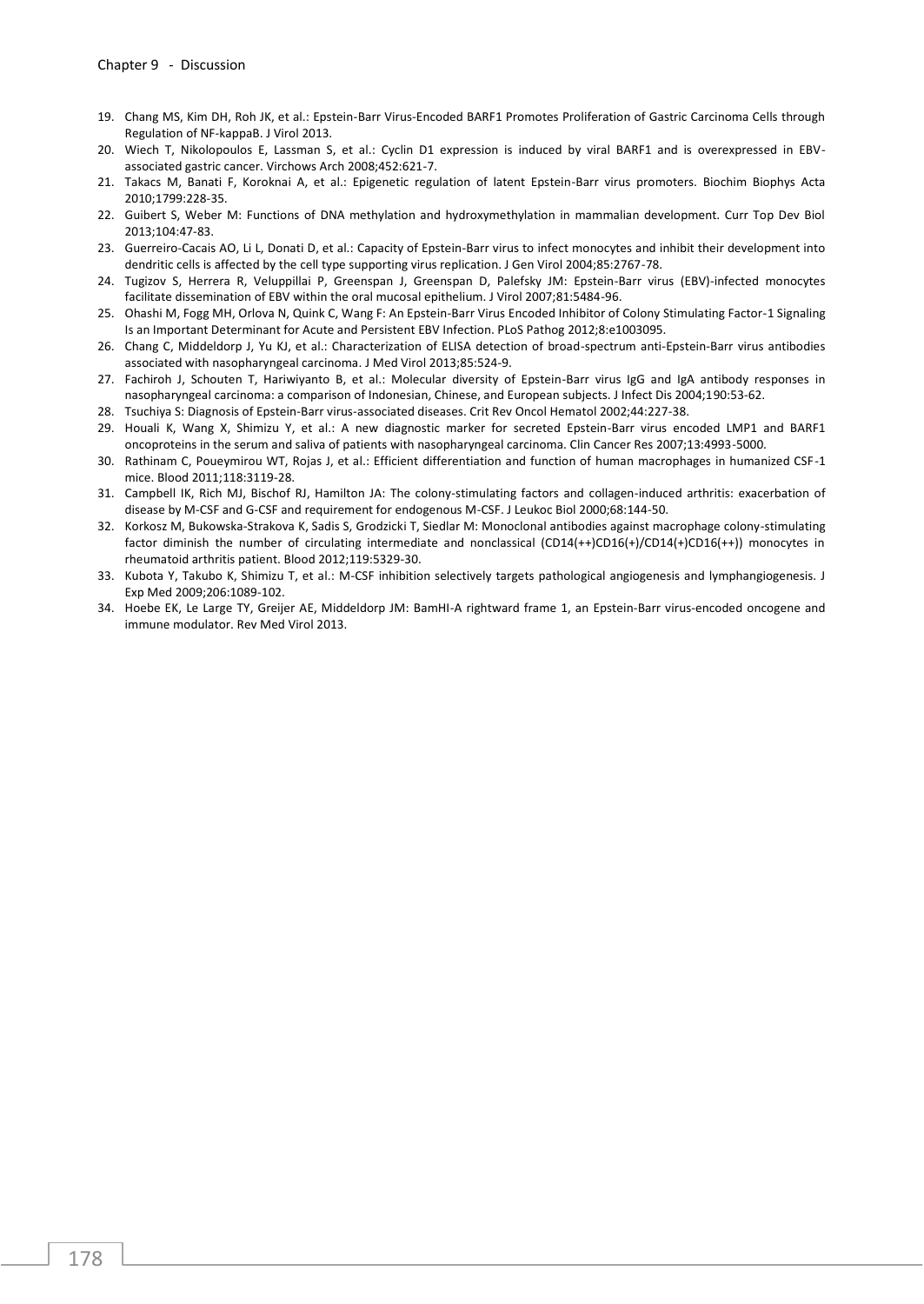19. Chang MS, Kim DH, Roh JK, et al.: Epstein-Barr Virus-Encoded BARF1 Promotes Proliferation of Gastric Carcinoma Cells through Regulation of NF-kappaB. J Virol 2013.
20. Wiech T, Nikolopoulos E, Lassman S, et al.: Cyclin D1 expression is induced by viral BARF1 and is overexpressed in EBV-associated gastric cancer. Virchows Arch 2008;452:621-7.
21. Takacs M, Banati F, Koroknai A, et al.: Epigenetic regulation of latent Epstein-Barr virus promoters. Biochim Biophys Acta 2010;1799:228-35.
22. Guibert S, Weber M: Functions of DNA methylation and hydroxymethylation in mammalian development. Curr Top Dev Biol 2013;104:47-83.
23. Guerreiro-Cacais AO, Li L, Donati D, et al.: Capacity of Epstein-Barr virus to infect monocytes and inhibit their development into dendritic cells is affected by the cell type supporting virus replication. J Gen Virol 2004;85:2767-78.
24. Tugizov S, Herrera R, Veluppillai P, Greenspan J, Greenspan D, Palefsky JM: Epstein-Barr virus (EBV)-infected monocytes facilitate dissemination of EBV within the oral mucosal epithelium. J Virol 2007;81:5484-96.
25. Ohashi M, Fogg MH, Orlova N, Quink C, Wang F: An Epstein-Barr Virus Encoded Inhibitor of Colony Stimulating Factor-1 Signaling Is an Important Determinant for Acute and Persistent EBV Infection. PLoS Pathog 2012;8:e1003095.
26. Chang C, Middeldorp J, Yu KJ, et al.: Characterization of ELISA detection of broad-spectrum anti-Epstein-Barr virus antibodies associated with nasopharyngeal carcinoma. J Med Virol 2013;85:524-9.
27. Fachiroh J, Schouten T, Hariwiyanto B, et al.: Molecular diversity of Epstein-Barr virus IgG and IgA antibody responses in nasopharyngeal carcinoma: a comparison of Indonesian, Chinese, and European subjects. J Infect Dis 2004;190:53-62.
28. Tsuchiya S: Diagnosis of Epstein-Barr virus-associated diseases. Crit Rev Oncol Hematol 2002;44:227-38.
29. Houali K, Wang X, Shimizu Y, et al.: A new diagnostic marker for secreted Epstein-Barr virus encoded LMP1 and BARF1 oncoproteins in the serum and saliva of patients with nasopharyngeal carcinoma. Clin Cancer Res 2007;13:4993-5000.
30. Rathinam C, Poueymirou WT, Rojas J, et al.: Efficient differentiation and function of human macrophages in humanized CSF-1 mice. Blood 2011;118:3119-28.
31. Campbell IK, Rich MJ, Bischof RJ, Hamilton JA: The colony-stimulating factors and collagen-induced arthritis: exacerbation of disease by M-CSF and G-CSF and requirement for endogenous M-CSF. J Leukoc Biol 2000;68:144-50.
32. Korkosz M, Bukowska-Strakova K, Sadis S, Grodzicki T, Siedlar M: Monoclonal antibodies against macrophage colony-stimulating factor diminish the number of circulating intermediate and nonclassical (CD14(++)CD16(+)/CD14(+)CD16(++)) monocytes in rheumatoid arthritis patient. Blood 2012;119:5329-30.
33. Kubota Y, Takubo K, Shimizu T, et al.: M-CSF inhibition selectively targets pathological angiogenesis and lymphangiogenesis. J Exp Med 2009;206:1089-102.
34. Hoebe EK, Le Large TY, Greijer AE, Middeldorp JM: BamHI-A rightward frame 1, an Epstein-Barr virus-encoded oncogene and immune modulator. Rev Med Virol 2013.